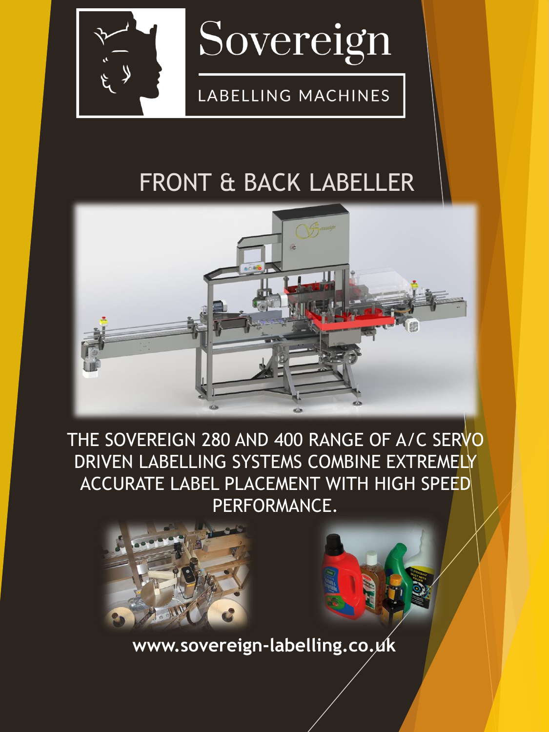# Sovereign

LABELLING MACHINES

## FRONT & BACK LABELLER

THE SOVEREIGN 280 AND 400 RANGE OF A/C SERVO DRIVEN LABELLING SYSTEMS COMBINE EXTREMELY ACCURATE LABEL PLACEMENT WITH HIGH SPEED PERFORMANCE.

**www.sovereign-labelling.co.uk**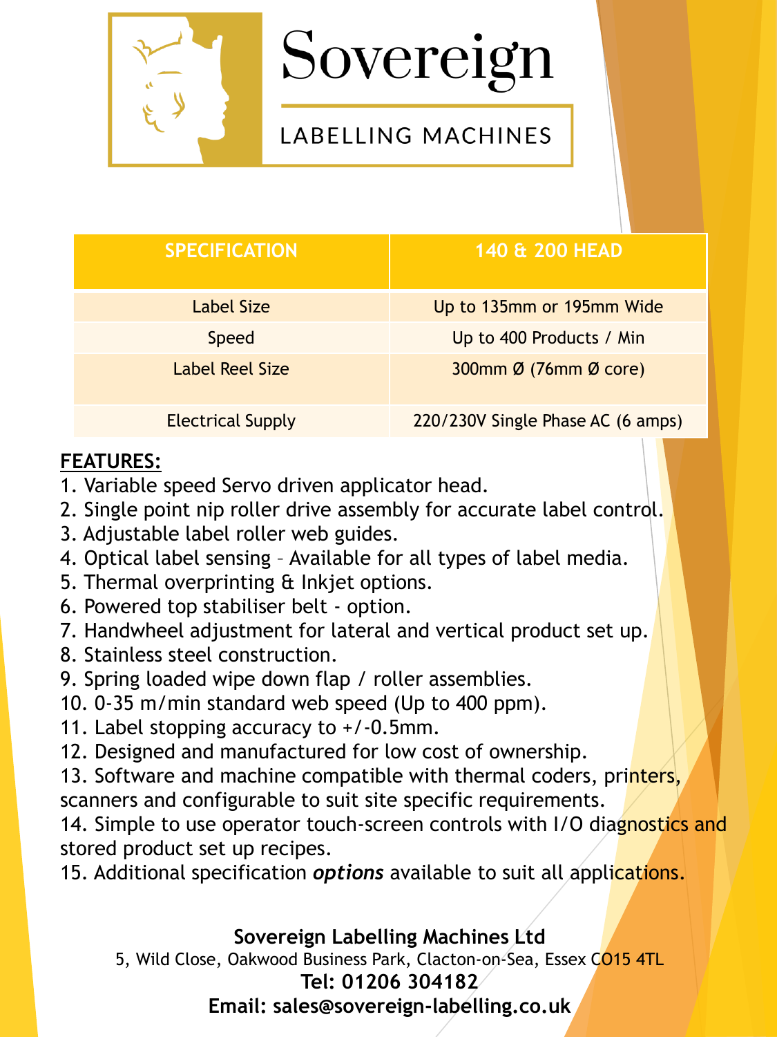# Sovereign

LABELLING MACHINES

| SPECIFICATION | 140 & 200 HEAD |
|---|---|
| Label Size | Up to 135mm or 195mm Wide |
| Speed | Up to 400 Products / Min |
| Label Reel Size | 300mm Ø (76mm Ø core) |
| Electrical Supply | 220/230V Single Phase AC (6 amps) |

**FEATURES:**

1. Variable speed Servo driven applicator head.
2. Single point nip roller drive assembly for accurate label control.
3. Adjustable label roller web guides.
4. Optical label sensing – Available for all types of label media.
5. Thermal overprinting & Inkjet options.
6. Powered top stabiliser belt - option.
7. Handwheel adjustment for lateral and vertical product set up.
8. Stainless steel construction.
9. Spring loaded wipe down flap / roller assemblies.
10. 0-35 m/min standard web speed (Up to 400 ppm).
11. Label stopping accuracy to +/-0.5mm.
12. Designed and manufactured for low cost of ownership.
13. Software and machine compatible with thermal coders, printers, scanners and configurable to suit site specific requirements.
14. Simple to use operator touch-screen controls with I/O diagnostics and stored product set up recipes.
15. Additional specification ***options*** available to suit all applications.

**Sovereign Labelling Machines Ltd**
5, Wild Close, Oakwood Business Park, Clacton-on-Sea, Essex CO15 4TL
**Tel: 01206 304182**
**Email: sales@sovereign-labelling.co.uk**